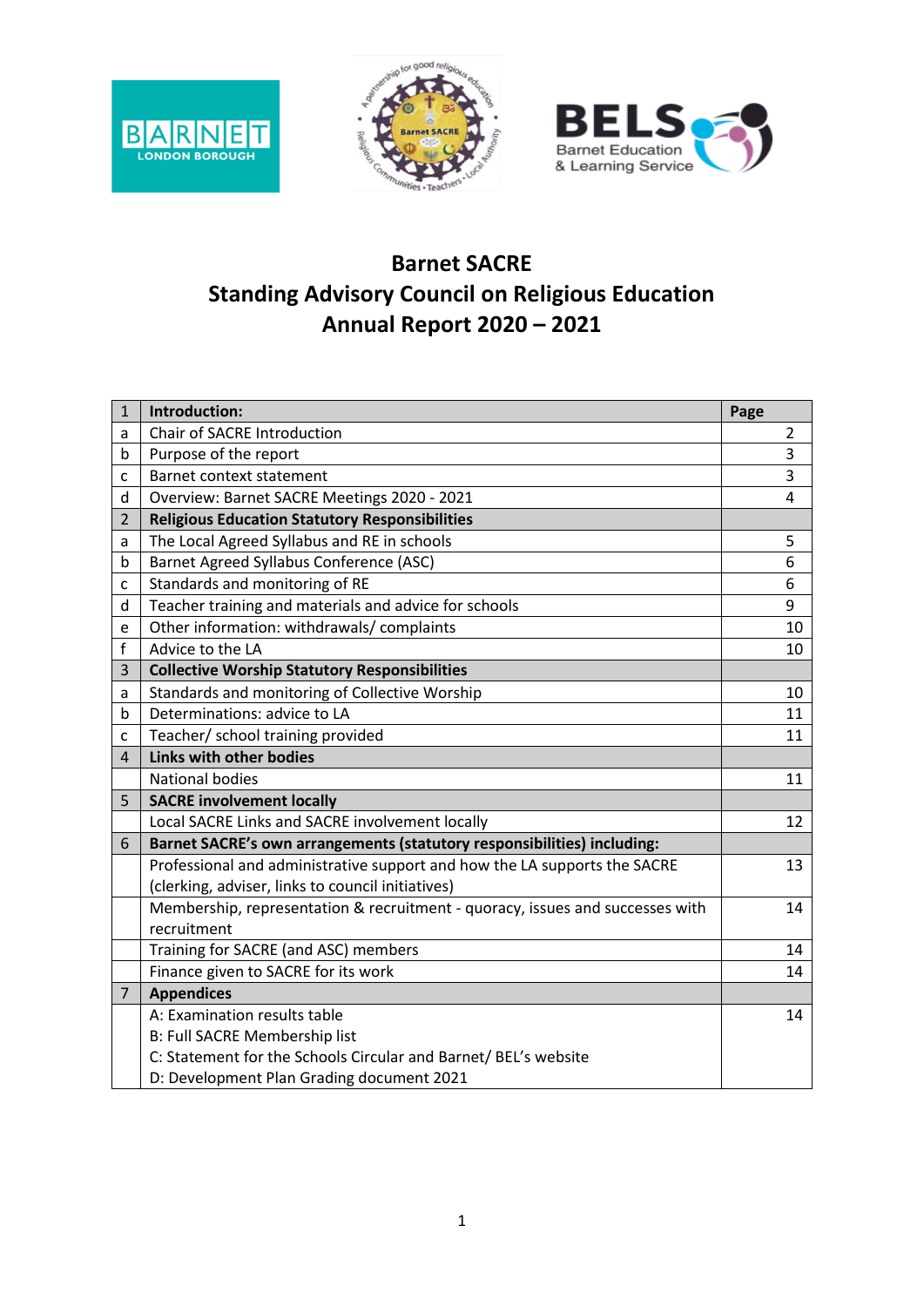# Barnet SACRE
# Standing Advisory Council on Religious Education
# Annual Report 2020 – 2021

| 1 | **Introduction:** | **Page** |
|---|---|---|
| a | Chair of SACRE Introduction | 2 |
| b | Purpose of the report | 3 |
| c | Barnet context statement | 3 |
| d | Overview: Barnet SACRE Meetings 2020 - 2021 | 4 |
| 2 | **Religious Education Statutory Responsibilities** | |
| a | The Local Agreed Syllabus and RE in schools | 5 |
| b | Barnet Agreed Syllabus Conference (ASC) | 6 |
| c | Standards and monitoring of RE | 6 |
| d | Teacher training and materials and advice for schools | 9 |
| e | Other information: withdrawals/ complaints | 10 |
| f | Advice to the LA | 10 |
| 3 | **Collective Worship Statutory Responsibilities** | |
| a | Standards and monitoring of Collective Worship | 10 |
| b | Determinations: advice to LA | 11 |
| c | Teacher/ school training provided | 11 |
| 4 | **Links with other bodies** | |
| | National bodies | 11 |
| 5 | **SACRE involvement locally** | |
| | Local SACRE Links and SACRE involvement locally | 12 |
| 6 | **Barnet SACRE's own arrangements (statutory responsibilities) including:** | |
| | Professional and administrative support and how the LA supports the SACRE (clerking, adviser, links to council initiatives) | 13 |
| | Membership, representation & recruitment - quoracy, issues and successes with recruitment | 14 |
| | Training for SACRE (and ASC) members | 14 |
| | Finance given to SACRE for its work | 14 |
| 7 | **Appendices** | |
| | A: Examination results table<br>B: Full SACRE Membership list<br>C: Statement for the Schools Circular and Barnet/ BEL's website<br>D: Development Plan Grading document 2021 | 14 |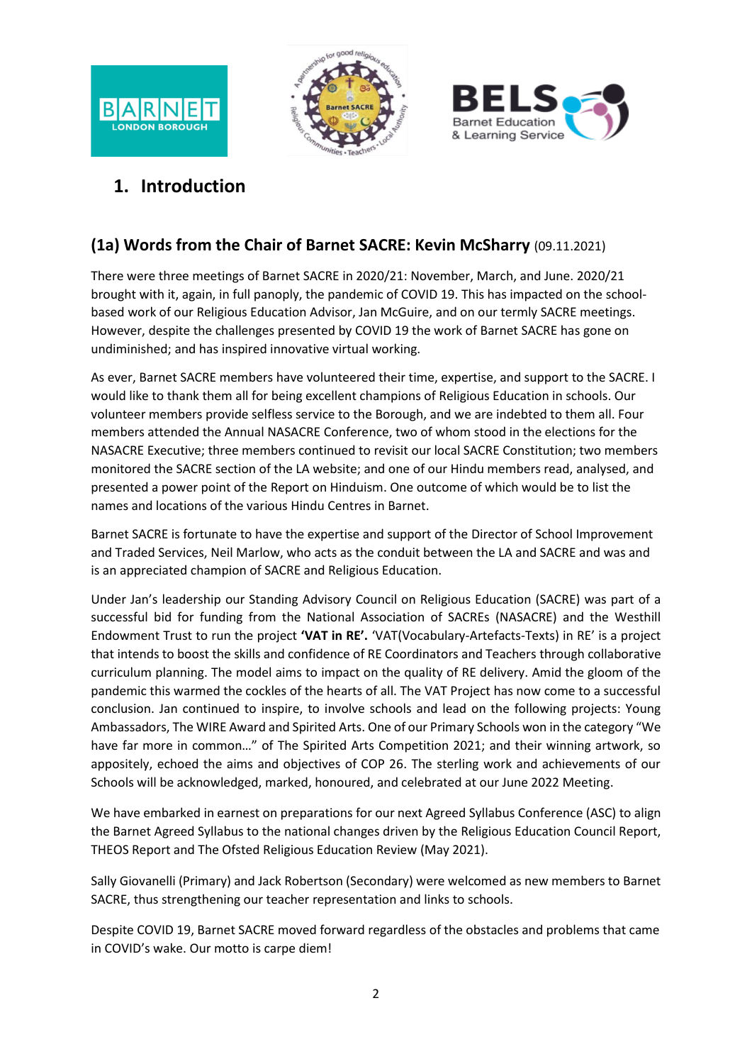# 1. Introduction

## (1a) Words from the Chair of Barnet SACRE: Kevin McSharry (09.11.2021)

There were three meetings of Barnet SACRE in 2020/21: November, March, and June. 2020/21 brought with it, again, in full panoply, the pandemic of COVID 19. This has impacted on the school-based work of our Religious Education Advisor, Jan McGuire, and on our termly SACRE meetings. However, despite the challenges presented by COVID 19 the work of Barnet SACRE has gone on undiminished; and has inspired innovative virtual working.

As ever, Barnet SACRE members have volunteered their time, expertise, and support to the SACRE. I would like to thank them all for being excellent champions of Religious Education in schools. Our volunteer members provide selfless service to the Borough, and we are indebted to them all. Four members attended the Annual NASACRE Conference, two of whom stood in the elections for the NASACRE Executive; three members continued to revisit our local SACRE Constitution; two members monitored the SACRE section of the LA website; and one of our Hindu members read, analysed, and presented a power point of the Report on Hinduism. One outcome of which would be to list the names and locations of the various Hindu Centres in Barnet.

Barnet SACRE is fortunate to have the expertise and support of the Director of School Improvement and Traded Services, Neil Marlow, who acts as the conduit between the LA and SACRE and was and is an appreciated champion of SACRE and Religious Education.

Under Jan's leadership our Standing Advisory Council on Religious Education (SACRE) was part of a successful bid for funding from the National Association of SACREs (NASACRE) and the Westhill Endowment Trust to run the project **'VAT in RE'.** 'VAT(Vocabulary-Artefacts-Texts) in RE' is a project that intends to boost the skills and confidence of RE Coordinators and Teachers through collaborative curriculum planning. The model aims to impact on the quality of RE delivery. Amid the gloom of the pandemic this warmed the cockles of the hearts of all. The VAT Project has now come to a successful conclusion. Jan continued to inspire, to involve schools and lead on the following projects: Young Ambassadors, The WIRE Award and Spirited Arts. One of our Primary Schools won in the category "We have far more in common…" of The Spirited Arts Competition 2021; and their winning artwork, so appositely, echoed the aims and objectives of COP 26. The sterling work and achievements of our Schools will be acknowledged, marked, honoured, and celebrated at our June 2022 Meeting.

We have embarked in earnest on preparations for our next Agreed Syllabus Conference (ASC) to align the Barnet Agreed Syllabus to the national changes driven by the Religious Education Council Report, THEOS Report and The Ofsted Religious Education Review (May 2021).

Sally Giovanelli (Primary) and Jack Robertson (Secondary) were welcomed as new members to Barnet SACRE, thus strengthening our teacher representation and links to schools.

Despite COVID 19, Barnet SACRE moved forward regardless of the obstacles and problems that came in COVID's wake. Our motto is carpe diem!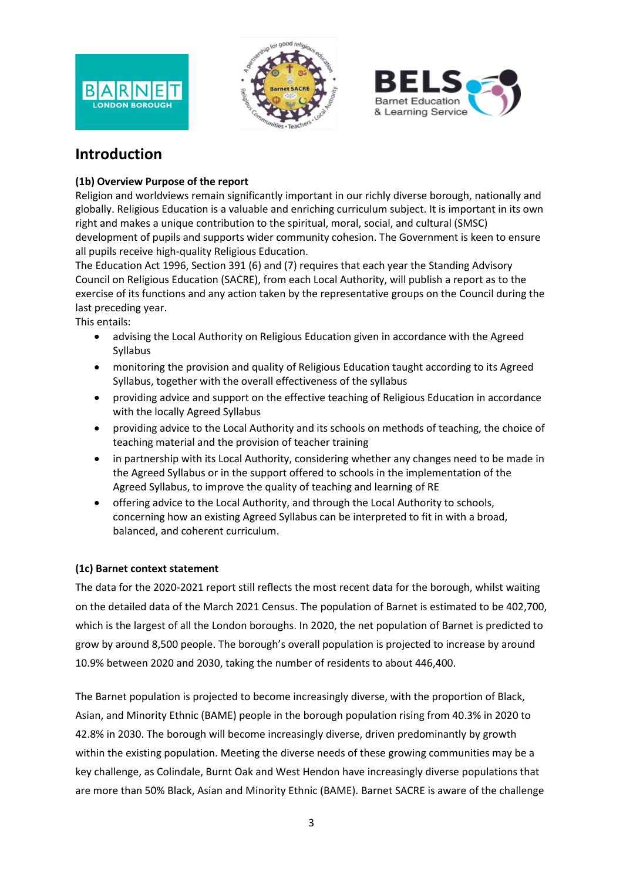# Introduction

**(1b) Overview Purpose of the report**

Religion and worldviews remain significantly important in our richly diverse borough, nationally and globally. Religious Education is a valuable and enriching curriculum subject. It is important in its own right and makes a unique contribution to the spiritual, moral, social, and cultural (SMSC) development of pupils and supports wider community cohesion. The Government is keen to ensure all pupils receive high-quality Religious Education.

The Education Act 1996, Section 391 (6) and (7) requires that each year the Standing Advisory Council on Religious Education (SACRE), from each Local Authority, will publish a report as to the exercise of its functions and any action taken by the representative groups on the Council during the last preceding year.

This entails:

- advising the Local Authority on Religious Education given in accordance with the Agreed Syllabus
- monitoring the provision and quality of Religious Education taught according to its Agreed Syllabus, together with the overall effectiveness of the syllabus
- providing advice and support on the effective teaching of Religious Education in accordance with the locally Agreed Syllabus
- providing advice to the Local Authority and its schools on methods of teaching, the choice of teaching material and the provision of teacher training
- in partnership with its Local Authority, considering whether any changes need to be made in the Agreed Syllabus or in the support offered to schools in the implementation of the Agreed Syllabus, to improve the quality of teaching and learning of RE
- offering advice to the Local Authority, and through the Local Authority to schools, concerning how an existing Agreed Syllabus can be interpreted to fit in with a broad, balanced, and coherent curriculum.

**(1c) Barnet context statement**

The data for the 2020-2021 report still reflects the most recent data for the borough, whilst waiting on the detailed data of the March 2021 Census. The population of Barnet is estimated to be 402,700, which is the largest of all the London boroughs. In 2020, the net population of Barnet is predicted to grow by around 8,500 people. The borough's overall population is projected to increase by around 10.9% between 2020 and 2030, taking the number of residents to about 446,400.

The Barnet population is projected to become increasingly diverse, with the proportion of Black, Asian, and Minority Ethnic (BAME) people in the borough population rising from 40.3% in 2020 to 42.8% in 2030. The borough will become increasingly diverse, driven predominantly by growth within the existing population. Meeting the diverse needs of these growing communities may be a key challenge, as Colindale, Burnt Oak and West Hendon have increasingly diverse populations that are more than 50% Black, Asian and Minority Ethnic (BAME). Barnet SACRE is aware of the challenge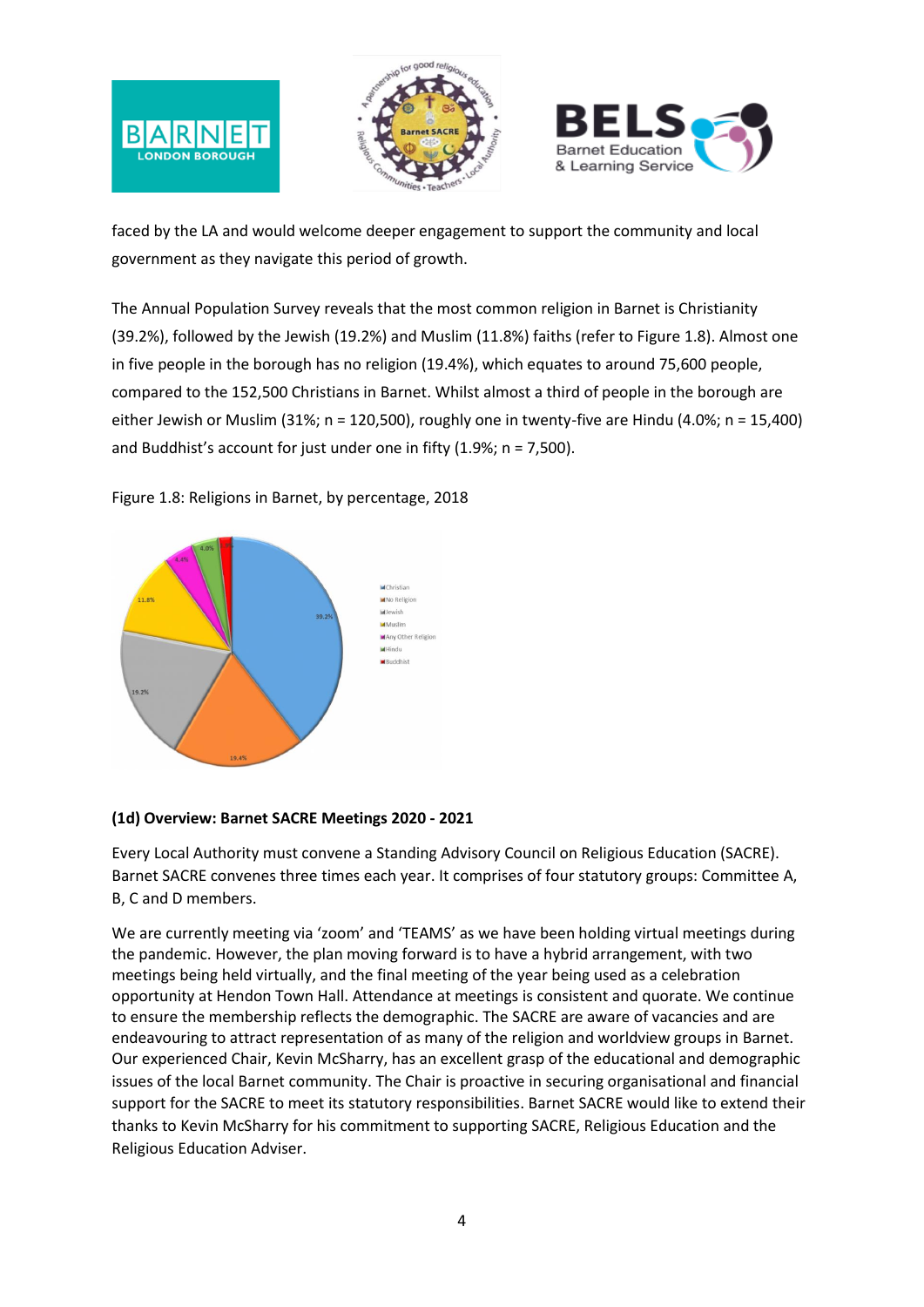faced by the LA and would welcome deeper engagement to support the community and local government as they navigate this period of growth.

The Annual Population Survey reveals that the most common religion in Barnet is Christianity (39.2%), followed by the Jewish (19.2%) and Muslim (11.8%) faiths (refer to Figure 1.8). Almost one in five people in the borough has no religion (19.4%), which equates to around 75,600 people, compared to the 152,500 Christians in Barnet. Whilst almost a third of people in the borough are either Jewish or Muslim (31%; n = 120,500), roughly one in twenty-five are Hindu (4.0%; n = 15,400) and Buddhist's account for just under one in fifty (1.9%; n = 7,500).

Figure 1.8: Religions in Barnet, by percentage, 2018

39.2%
19.4%
19.2%
11.8%
4.4%
4.0%

Christian
No Religion
Jewish
Muslim
Any Other Religion
Hindu
Buddhist

**(1d) Overview: Barnet SACRE Meetings 2020 - 2021**

Every Local Authority must convene a Standing Advisory Council on Religious Education (SACRE). Barnet SACRE convenes three times each year. It comprises of four statutory groups: Committee A, B, C and D members.

We are currently meeting via 'zoom' and 'TEAMS' as we have been holding virtual meetings during the pandemic. However, the plan moving forward is to have a hybrid arrangement, with two meetings being held virtually, and the final meeting of the year being used as a celebration opportunity at Hendon Town Hall. Attendance at meetings is consistent and quorate. We continue to ensure the membership reflects the demographic. The SACRE are aware of vacancies and are endeavouring to attract representation of as many of the religion and worldview groups in Barnet. Our experienced Chair, Kevin McSharry, has an excellent grasp of the educational and demographic issues of the local Barnet community. The Chair is proactive in securing organisational and financial support for the SACRE to meet its statutory responsibilities. Barnet SACRE would like to extend their thanks to Kevin McSharry for his commitment to supporting SACRE, Religious Education and the Religious Education Adviser.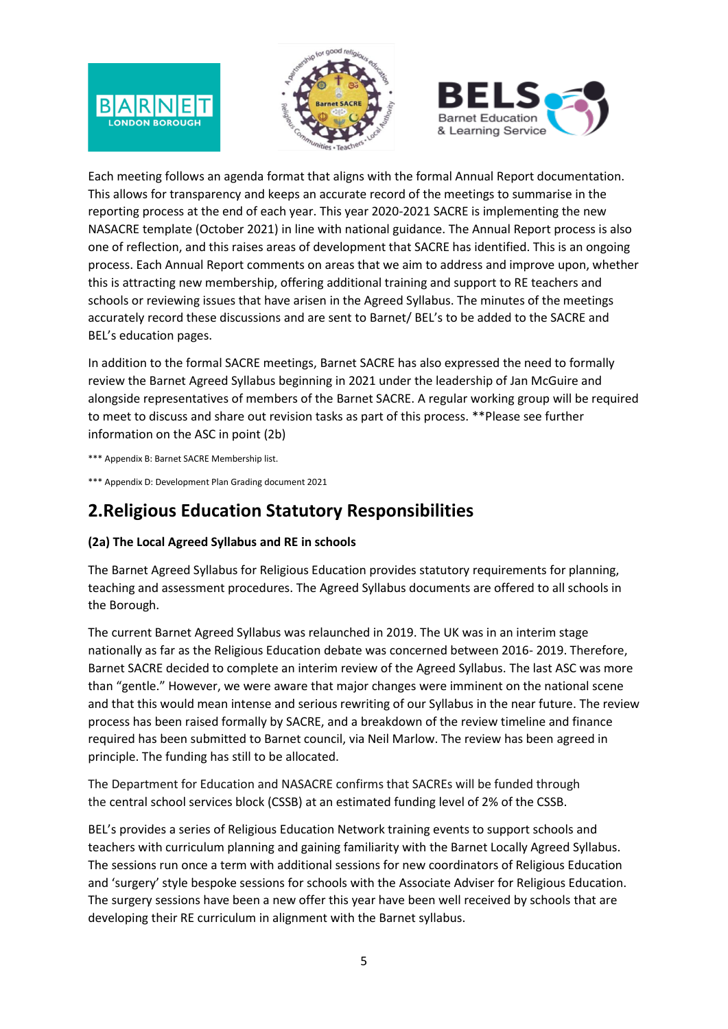Each meeting follows an agenda format that aligns with the formal Annual Report documentation. This allows for transparency and keeps an accurate record of the meetings to summarise in the reporting process at the end of each year. This year 2020-2021 SACRE is implementing the new NASACRE template (October 2021) in line with national guidance. The Annual Report process is also one of reflection, and this raises areas of development that SACRE has identified. This is an ongoing process. Each Annual Report comments on areas that we aim to address and improve upon, whether this is attracting new membership, offering additional training and support to RE teachers and schools or reviewing issues that have arisen in the Agreed Syllabus. The minutes of the meetings accurately record these discussions and are sent to Barnet/ BEL's to be added to the SACRE and BEL's education pages.

In addition to the formal SACRE meetings, Barnet SACRE has also expressed the need to formally review the Barnet Agreed Syllabus beginning in 2021 under the leadership of Jan McGuire and alongside representatives of members of the Barnet SACRE. A regular working group will be required to meet to discuss and share out revision tasks as part of this process. **Please see further information on the ASC in point (2b)

*** Appendix B: Barnet SACRE Membership list.

*** Appendix D: Development Plan Grading document 2021

## 2.Religious Education Statutory Responsibilities

**(2a) The Local Agreed Syllabus and RE in schools**

The Barnet Agreed Syllabus for Religious Education provides statutory requirements for planning, teaching and assessment procedures. The Agreed Syllabus documents are offered to all schools in the Borough.

The current Barnet Agreed Syllabus was relaunched in 2019. The UK was in an interim stage nationally as far as the Religious Education debate was concerned between 2016- 2019. Therefore, Barnet SACRE decided to complete an interim review of the Agreed Syllabus. The last ASC was more than "gentle." However, we were aware that major changes were imminent on the national scene and that this would mean intense and serious rewriting of our Syllabus in the near future. The review process has been raised formally by SACRE, and a breakdown of the review timeline and finance required has been submitted to Barnet council, via Neil Marlow. The review has been agreed in principle. The funding has still to be allocated.

The Department for Education and NASACRE confirms that SACREs will be funded through the central school services block (CSSB) at an estimated funding level of 2% of the CSSB.

BEL's provides a series of Religious Education Network training events to support schools and teachers with curriculum planning and gaining familiarity with the Barnet Locally Agreed Syllabus. The sessions run once a term with additional sessions for new coordinators of Religious Education and 'surgery' style bespoke sessions for schools with the Associate Adviser for Religious Education. The surgery sessions have been a new offer this year have been well received by schools that are developing their RE curriculum in alignment with the Barnet syllabus.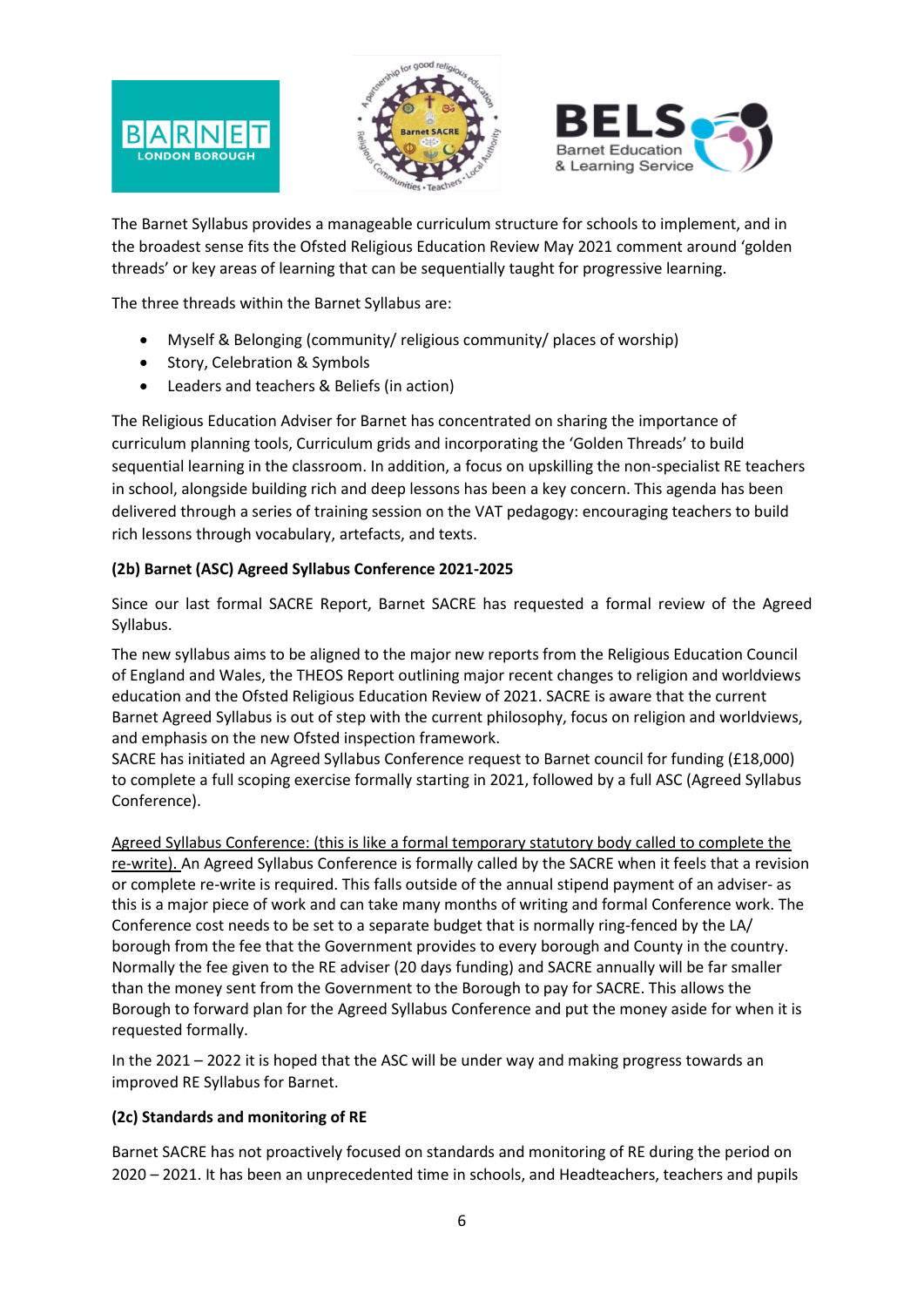The Barnet Syllabus provides a manageable curriculum structure for schools to implement, and in the broadest sense fits the Ofsted Religious Education Review May 2021 comment around 'golden threads' or key areas of learning that can be sequentially taught for progressive learning.

The three threads within the Barnet Syllabus are:

- Myself & Belonging (community/ religious community/ places of worship)
- Story, Celebration & Symbols
- Leaders and teachers & Beliefs (in action)

The Religious Education Adviser for Barnet has concentrated on sharing the importance of curriculum planning tools, Curriculum grids and incorporating the 'Golden Threads' to build sequential learning in the classroom. In addition, a focus on upskilling the non-specialist RE teachers in school, alongside building rich and deep lessons has been a key concern. This agenda has been delivered through a series of training session on the VAT pedagogy: encouraging teachers to build rich lessons through vocabulary, artefacts, and texts.

**(2b) Barnet (ASC) Agreed Syllabus Conference 2021-2025**

Since our last formal SACRE Report, Barnet SACRE has requested a formal review of the Agreed Syllabus.

The new syllabus aims to be aligned to the major new reports from the Religious Education Council of England and Wales, the THEOS Report outlining major recent changes to religion and worldviews education and the Ofsted Religious Education Review of 2021. SACRE is aware that the current Barnet Agreed Syllabus is out of step with the current philosophy, focus on religion and worldviews, and emphasis on the new Ofsted inspection framework.
SACRE has initiated an Agreed Syllabus Conference request to Barnet council for funding (£18,000) to complete a full scoping exercise formally starting in 2021, followed by a full ASC (Agreed Syllabus Conference).

<u>Agreed Syllabus Conference: (this is like a formal temporary statutory body called to complete the re-write).</u> An Agreed Syllabus Conference is formally called by the SACRE when it feels that a revision or complete re-write is required. This falls outside of the annual stipend payment of an adviser- as this is a major piece of work and can take many months of writing and formal Conference work. The Conference cost needs to be set to a separate budget that is normally ring-fenced by the LA/ borough from the fee that the Government provides to every borough and County in the country. Normally the fee given to the RE adviser (20 days funding) and SACRE annually will be far smaller than the money sent from the Government to the Borough to pay for SACRE. This allows the Borough to forward plan for the Agreed Syllabus Conference and put the money aside for when it is requested formally.

In the 2021 – 2022 it is hoped that the ASC will be under way and making progress towards an improved RE Syllabus for Barnet.

**(2c) Standards and monitoring of RE**

Barnet SACRE has not proactively focused on standards and monitoring of RE during the period on 2020 – 2021. It has been an unprecedented time in schools, and Headteachers, teachers and pupils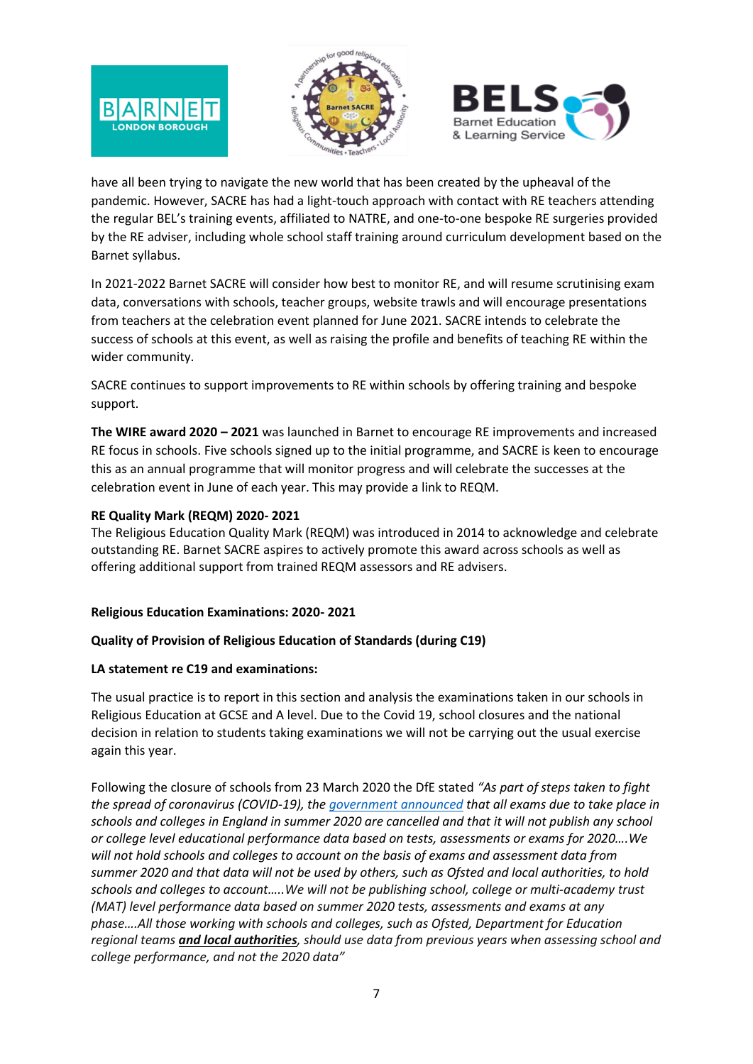have all been trying to navigate the new world that has been created by the upheaval of the pandemic. However, SACRE has had a light-touch approach with contact with RE teachers attending the regular BEL's training events, affiliated to NATRE, and one-to-one bespoke RE surgeries provided by the RE adviser, including whole school staff training around curriculum development based on the Barnet syllabus.

In 2021-2022 Barnet SACRE will consider how best to monitor RE, and will resume scrutinising exam data, conversations with schools, teacher groups, website trawls and will encourage presentations from teachers at the celebration event planned for June 2021. SACRE intends to celebrate the success of schools at this event, as well as raising the profile and benefits of teaching RE within the wider community.

SACRE continues to support improvements to RE within schools by offering training and bespoke support.

**The WIRE award 2020 – 2021** was launched in Barnet to encourage RE improvements and increased RE focus in schools. Five schools signed up to the initial programme, and SACRE is keen to encourage this as an annual programme that will monitor progress and will celebrate the successes at the celebration event in June of each year. This may provide a link to REQM.

**RE Quality Mark (REQM) 2020- 2021**

The Religious Education Quality Mark (REQM) was introduced in 2014 to acknowledge and celebrate outstanding RE. Barnet SACRE aspires to actively promote this award across schools as well as offering additional support from trained REQM assessors and RE advisers.

**Religious Education Examinations: 2020- 2021**

**Quality of Provision of Religious Education of Standards (during C19)**

**LA statement re C19 and examinations:**

The usual practice is to report in this section and analysis the examinations taken in our schools in Religious Education at GCSE and A level. Due to the Covid 19, school closures and the national decision in relation to students taking examinations we will not be carrying out the usual exercise again this year.

Following the closure of schools from 23 March 2020 the DfE stated *"As part of steps taken to fight the spread of coronavirus (COVID-19), the government announced that all exams due to take place in schools and colleges in England in summer 2020 are cancelled and that it will not publish any school or college level educational performance data based on tests, assessments or exams for 2020….We will not hold schools and colleges to account on the basis of exams and assessment data from summer 2020 and that data will not be used by others, such as Ofsted and local authorities, to hold schools and colleges to account…..We will not be publishing school, college or multi-academy trust (MAT) level performance data based on summer 2020 tests, assessments and exams at any phase….All those working with schools and colleges, such as Ofsted, Department for Education regional teams* ***and local authorities****, should use data from previous years when assessing school and college performance, and not the 2020 data"*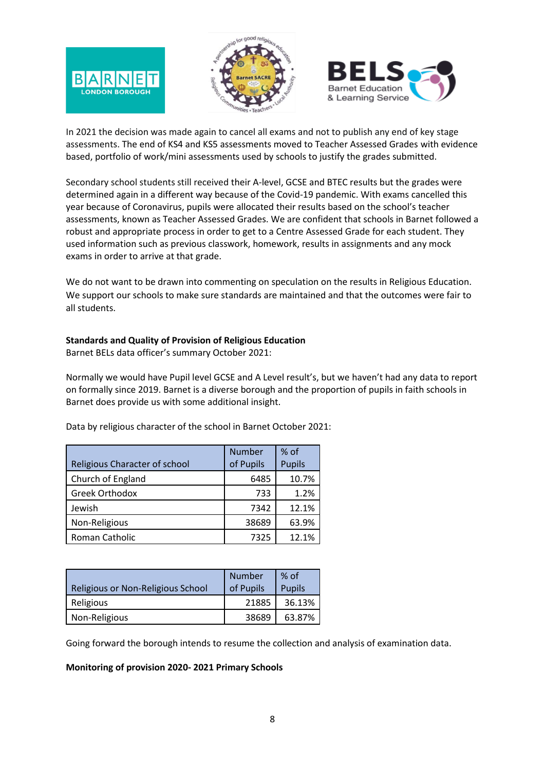In 2021 the decision was made again to cancel all exams and not to publish any end of key stage assessments. The end of KS4 and KS5 assessments moved to Teacher Assessed Grades with evidence based, portfolio of work/mini assessments used by schools to justify the grades submitted.

Secondary school students still received their A-level, GCSE and BTEC results but the grades were determined again in a different way because of the Covid-19 pandemic. With exams cancelled this year because of Coronavirus, pupils were allocated their results based on the school's teacher assessments, known as Teacher Assessed Grades. We are confident that schools in Barnet followed a robust and appropriate process in order to get to a Centre Assessed Grade for each student. They used information such as previous classwork, homework, results in assignments and any mock exams in order to arrive at that grade.

We do not want to be drawn into commenting on speculation on the results in Religious Education. We support our schools to make sure standards are maintained and that the outcomes were fair to all students.

**Standards and Quality of Provision of Religious Education**

Barnet BELs data officer's summary October 2021:

Normally we would have Pupil level GCSE and A Level result's, but we haven't had any data to report on formally since 2019. Barnet is a diverse borough and the proportion of pupils in faith schools in Barnet does provide us with some additional insight.

Data by religious character of the school in Barnet October 2021:

| Religious Character of school | Number of Pupils | % of Pupils |
|---|---|---|
| Church of England | 6485 | 10.7% |
| Greek Orthodox | 733 | 1.2% |
| Jewish | 7342 | 12.1% |
| Non-Religious | 38689 | 63.9% |
| Roman Catholic | 7325 | 12.1% |

| Religious or Non-Religious School | Number of Pupils | % of Pupils |
|---|---|---|
| Religious | 21885 | 36.13% |
| Non-Religious | 38689 | 63.87% |

Going forward the borough intends to resume the collection and analysis of examination data.

**Monitoring of provision 2020- 2021 Primary Schools**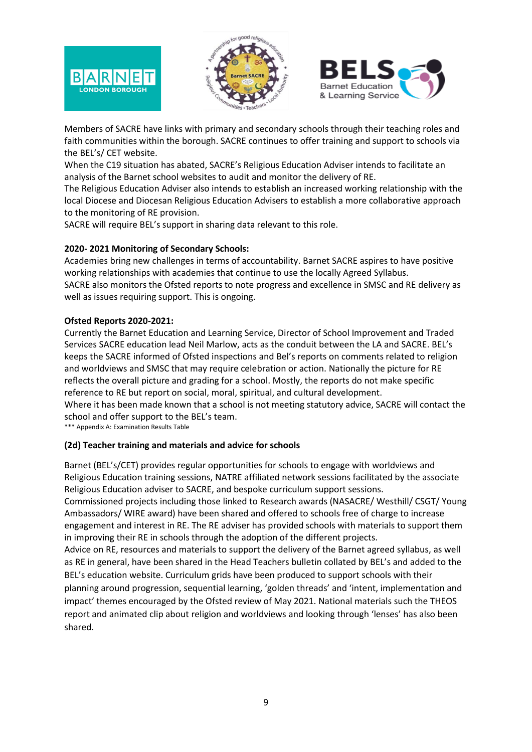Members of SACRE have links with primary and secondary schools through their teaching roles and faith communities within the borough. SACRE continues to offer training and support to schools via the BEL's/ CET website.
When the C19 situation has abated, SACRE's Religious Education Adviser intends to facilitate an analysis of the Barnet school websites to audit and monitor the delivery of RE.
The Religious Education Adviser also intends to establish an increased working relationship with the local Diocese and Diocesan Religious Education Advisers to establish a more collaborative approach to the monitoring of RE provision.
SACRE will require BEL's support in sharing data relevant to this role.

**2020- 2021 Monitoring of Secondary Schools:**
Academies bring new challenges in terms of accountability. Barnet SACRE aspires to have positive working relationships with academies that continue to use the locally Agreed Syllabus.
SACRE also monitors the Ofsted reports to note progress and excellence in SMSC and RE delivery as well as issues requiring support. This is ongoing.

**Ofsted Reports 2020-2021:**
Currently the Barnet Education and Learning Service, Director of School Improvement and Traded Services SACRE education lead Neil Marlow, acts as the conduit between the LA and SACRE. BEL's keeps the SACRE informed of Ofsted inspections and Bel's reports on comments related to religion and worldviews and SMSC that may require celebration or action. Nationally the picture for RE reflects the overall picture and grading for a school. Mostly, the reports do not make specific reference to RE but report on social, moral, spiritual, and cultural development.
Where it has been made known that a school is not meeting statutory advice, SACRE will contact the school and offer support to the BEL's team.
*** Appendix A: Examination Results Table

**(2d) Teacher training and materials and advice for schools**

Barnet (BEL's/CET) provides regular opportunities for schools to engage with worldviews and Religious Education training sessions, NATRE affiliated network sessions facilitated by the associate Religious Education adviser to SACRE, and bespoke curriculum support sessions.
Commissioned projects including those linked to Research awards (NASACRE/ Westhill/ CSGT/ Young Ambassadors/ WIRE award) have been shared and offered to schools free of charge to increase engagement and interest in RE. The RE adviser has provided schools with materials to support them in improving their RE in schools through the adoption of the different projects.
Advice on RE, resources and materials to support the delivery of the Barnet agreed syllabus, as well as RE in general, have been shared in the Head Teachers bulletin collated by BEL's and added to the BEL's education website. Curriculum grids have been produced to support schools with their planning around progression, sequential learning, 'golden threads' and 'intent, implementation and impact' themes encouraged by the Ofsted review of May 2021. National materials such the THEOS report and animated clip about religion and worldviews and looking through 'lenses' has also been shared.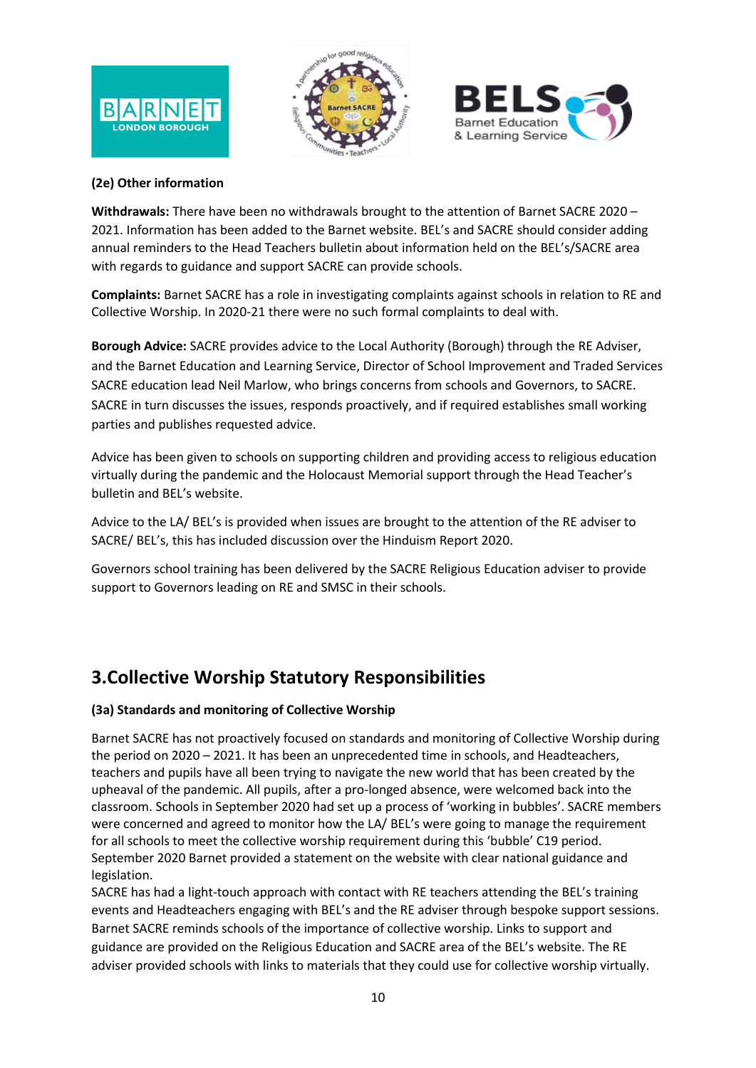**(2e) Other information**

**Withdrawals:** There have been no withdrawals brought to the attention of Barnet SACRE 2020 – 2021. Information has been added to the Barnet website. BEL's and SACRE should consider adding annual reminders to the Head Teachers bulletin about information held on the BEL's/SACRE area with regards to guidance and support SACRE can provide schools.

**Complaints:** Barnet SACRE has a role in investigating complaints against schools in relation to RE and Collective Worship. In 2020-21 there were no such formal complaints to deal with.

**Borough Advice:** SACRE provides advice to the Local Authority (Borough) through the RE Adviser, and the Barnet Education and Learning Service, Director of School Improvement and Traded Services SACRE education lead Neil Marlow, who brings concerns from schools and Governors, to SACRE. SACRE in turn discusses the issues, responds proactively, and if required establishes small working parties and publishes requested advice.

Advice has been given to schools on supporting children and providing access to religious education virtually during the pandemic and the Holocaust Memorial support through the Head Teacher's bulletin and BEL's website.

Advice to the LA/ BEL's is provided when issues are brought to the attention of the RE adviser to SACRE/ BEL's, this has included discussion over the Hinduism Report 2020.

Governors school training has been delivered by the SACRE Religious Education adviser to provide support to Governors leading on RE and SMSC in their schools.

## 3.Collective Worship Statutory Responsibilities

**(3a) Standards and monitoring of Collective Worship**

Barnet SACRE has not proactively focused on standards and monitoring of Collective Worship during the period on 2020 – 2021. It has been an unprecedented time in schools, and Headteachers, teachers and pupils have all been trying to navigate the new world that has been created by the upheaval of the pandemic. All pupils, after a pro-longed absence, were welcomed back into the classroom. Schools in September 2020 had set up a process of 'working in bubbles'. SACRE members were concerned and agreed to monitor how the LA/ BEL's were going to manage the requirement for all schools to meet the collective worship requirement during this 'bubble' C19 period. September 2020 Barnet provided a statement on the website with clear national guidance and legislation.

SACRE has had a light-touch approach with contact with RE teachers attending the BEL's training events and Headteachers engaging with BEL's and the RE adviser through bespoke support sessions. Barnet SACRE reminds schools of the importance of collective worship. Links to support and guidance are provided on the Religious Education and SACRE area of the BEL's website. The RE adviser provided schools with links to materials that they could use for collective worship virtually.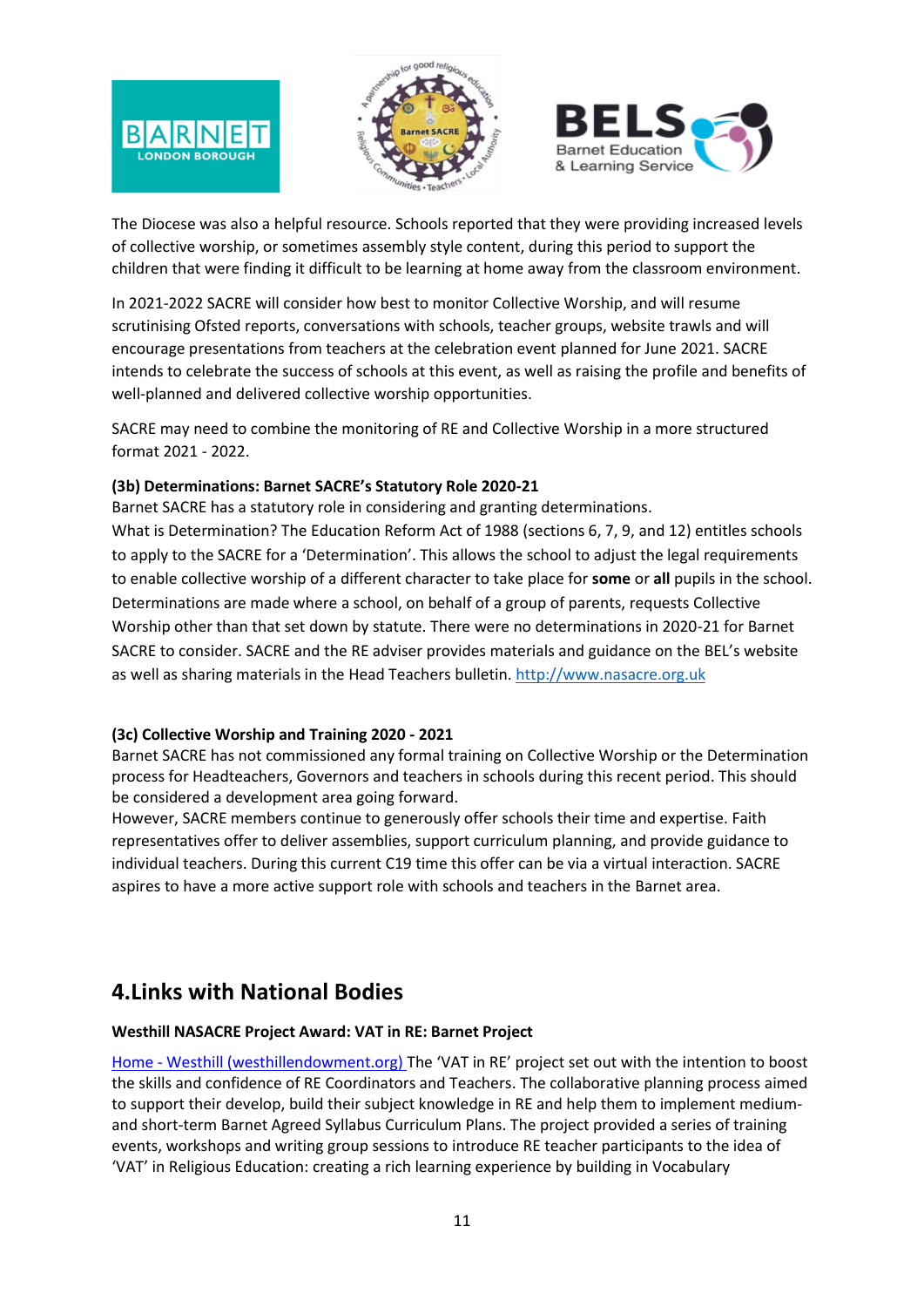The Diocese was also a helpful resource. Schools reported that they were providing increased levels of collective worship, or sometimes assembly style content, during this period to support the children that were finding it difficult to be learning at home away from the classroom environment.

In 2021-2022 SACRE will consider how best to monitor Collective Worship, and will resume scrutinising Ofsted reports, conversations with schools, teacher groups, website trawls and will encourage presentations from teachers at the celebration event planned for June 2021. SACRE intends to celebrate the success of schools at this event, as well as raising the profile and benefits of well-planned and delivered collective worship opportunities.

SACRE may need to combine the monitoring of RE and Collective Worship in a more structured format 2021 - 2022.

**(3b) Determinations: Barnet SACRE's Statutory Role 2020-21**

Barnet SACRE has a statutory role in considering and granting determinations.
What is Determination? The Education Reform Act of 1988 (sections 6, 7, 9, and 12) entitles schools to apply to the SACRE for a 'Determination'. This allows the school to adjust the legal requirements to enable collective worship of a different character to take place for **some** or **all** pupils in the school. Determinations are made where a school, on behalf of a group of parents, requests Collective Worship other than that set down by statute. There were no determinations in 2020-21 for Barnet SACRE to consider. SACRE and the RE adviser provides materials and guidance on the BEL's website as well as sharing materials in the Head Teachers bulletin. [http://www.nasacre.org.uk](http://www.nasacre.org.uk)

**(3c) Collective Worship and Training 2020 - 2021**

Barnet SACRE has not commissioned any formal training on Collective Worship or the Determination process for Headteachers, Governors and teachers in schools during this recent period. This should be considered a development area going forward.
However, SACRE members continue to generously offer schools their time and expertise. Faith representatives offer to deliver assemblies, support curriculum planning, and provide guidance to individual teachers. During this current C19 time this offer can be via a virtual interaction. SACRE aspires to have a more active support role with schools and teachers in the Barnet area.

## 4.Links with National Bodies

**Westhill NASACRE Project Award: VAT in RE: Barnet Project**

[Home - Westhill (westhillendowment.org)](westhillendowment.org) The 'VAT in RE' project set out with the intention to boost the skills and confidence of RE Coordinators and Teachers. The collaborative planning process aimed to support their develop, build their subject knowledge in RE and help them to implement medium- and short-term Barnet Agreed Syllabus Curriculum Plans. The project provided a series of training events, workshops and writing group sessions to introduce RE teacher participants to the idea of 'VAT' in Religious Education: creating a rich learning experience by building in Vocabulary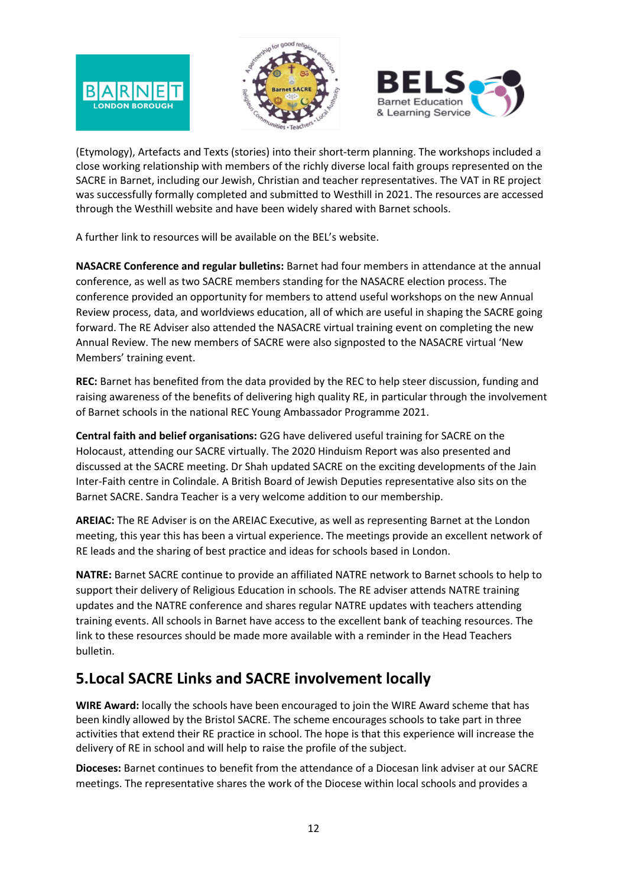(Etymology), Artefacts and Texts (stories) into their short-term planning. The workshops included a close working relationship with members of the richly diverse local faith groups represented on the SACRE in Barnet, including our Jewish, Christian and teacher representatives. The VAT in RE project was successfully formally completed and submitted to Westhill in 2021. The resources are accessed through the Westhill website and have been widely shared with Barnet schools.

A further link to resources will be available on the BEL's website.

**NASACRE Conference and regular bulletins:** Barnet had four members in attendance at the annual conference, as well as two SACRE members standing for the NASACRE election process. The conference provided an opportunity for members to attend useful workshops on the new Annual Review process, data, and worldviews education, all of which are useful in shaping the SACRE going forward. The RE Adviser also attended the NASACRE virtual training event on completing the new Annual Review. The new members of SACRE were also signposted to the NASACRE virtual 'New Members' training event.

**REC:** Barnet has benefited from the data provided by the REC to help steer discussion, funding and raising awareness of the benefits of delivering high quality RE, in particular through the involvement of Barnet schools in the national REC Young Ambassador Programme 2021.

**Central faith and belief organisations:** G2G have delivered useful training for SACRE on the Holocaust, attending our SACRE virtually. The 2020 Hinduism Report was also presented and discussed at the SACRE meeting. Dr Shah updated SACRE on the exciting developments of the Jain Inter-Faith centre in Colindale. A British Board of Jewish Deputies representative also sits on the Barnet SACRE. Sandra Teacher is a very welcome addition to our membership.

**AREIAC:** The RE Adviser is on the AREIAC Executive, as well as representing Barnet at the London meeting, this year this has been a virtual experience. The meetings provide an excellent network of RE leads and the sharing of best practice and ideas for schools based in London.

**NATRE:** Barnet SACRE continue to provide an affiliated NATRE network to Barnet schools to help to support their delivery of Religious Education in schools. The RE adviser attends NATRE training updates and the NATRE conference and shares regular NATRE updates with teachers attending training events. All schools in Barnet have access to the excellent bank of teaching resources. The link to these resources should be made more available with a reminder in the Head Teachers bulletin.

## 5.Local SACRE Links and SACRE involvement locally

**WIRE Award:** locally the schools have been encouraged to join the WIRE Award scheme that has been kindly allowed by the Bristol SACRE. The scheme encourages schools to take part in three activities that extend their RE practice in school. The hope is that this experience will increase the delivery of RE in school and will help to raise the profile of the subject.

**Dioceses:** Barnet continues to benefit from the attendance of a Diocesan link adviser at our SACRE meetings. The representative shares the work of the Diocese within local schools and provides a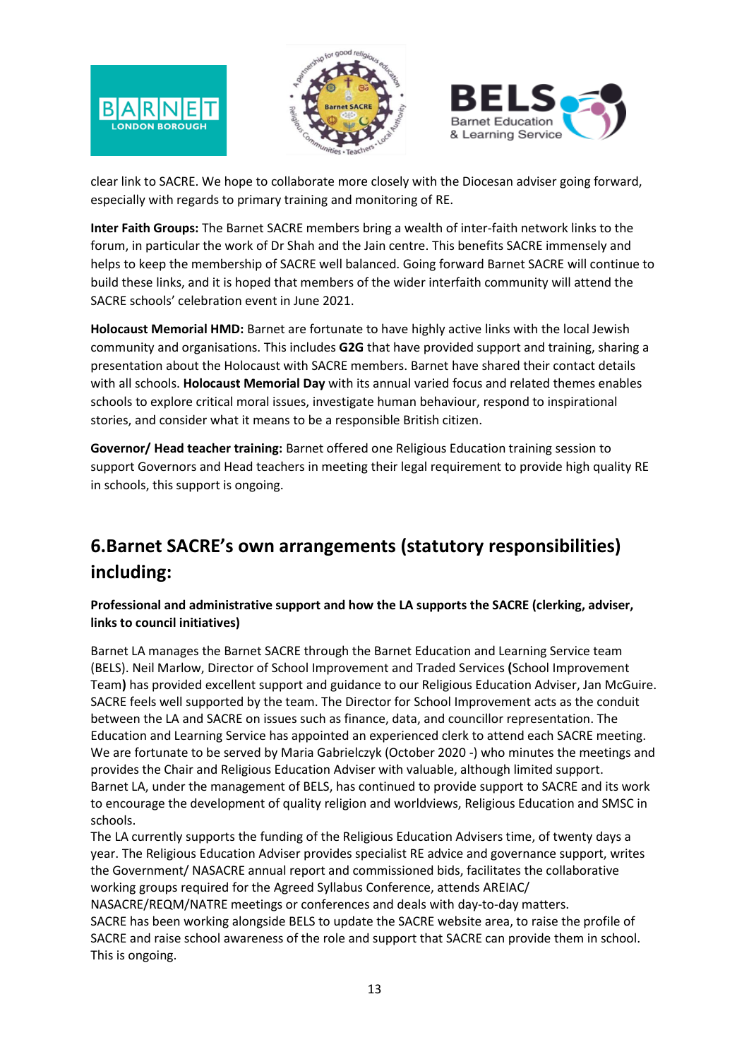clear link to SACRE. We hope to collaborate more closely with the Diocesan adviser going forward, especially with regards to primary training and monitoring of RE.

**Inter Faith Groups:** The Barnet SACRE members bring a wealth of inter-faith network links to the forum, in particular the work of Dr Shah and the Jain centre. This benefits SACRE immensely and helps to keep the membership of SACRE well balanced. Going forward Barnet SACRE will continue to build these links, and it is hoped that members of the wider interfaith community will attend the SACRE schools' celebration event in June 2021.

**Holocaust Memorial HMD:** Barnet are fortunate to have highly active links with the local Jewish community and organisations. This includes **G2G** that have provided support and training, sharing a presentation about the Holocaust with SACRE members. Barnet have shared their contact details with all schools. **Holocaust Memorial Day** with its annual varied focus and related themes enables schools to explore critical moral issues, investigate human behaviour, respond to inspirational stories, and consider what it means to be a responsible British citizen.

**Governor/ Head teacher training:** Barnet offered one Religious Education training session to support Governors and Head teachers in meeting their legal requirement to provide high quality RE in schools, this support is ongoing.

## 6.Barnet SACRE's own arrangements (statutory responsibilities) including:

**Professional and administrative support and how the LA supports the SACRE (clerking, adviser, links to council initiatives)**

Barnet LA manages the Barnet SACRE through the Barnet Education and Learning Service team (BELS). Neil Marlow, Director of School Improvement and Traded Services **(**School Improvement Team**)** has provided excellent support and guidance to our Religious Education Adviser, Jan McGuire. SACRE feels well supported by the team. The Director for School Improvement acts as the conduit between the LA and SACRE on issues such as finance, data, and councillor representation. The Education and Learning Service has appointed an experienced clerk to attend each SACRE meeting. We are fortunate to be served by Maria Gabrielczyk (October 2020 -) who minutes the meetings and provides the Chair and Religious Education Adviser with valuable, although limited support. Barnet LA, under the management of BELS, has continued to provide support to SACRE and its work to encourage the development of quality religion and worldviews, Religious Education and SMSC in schools.

The LA currently supports the funding of the Religious Education Advisers time, of twenty days a year. The Religious Education Adviser provides specialist RE advice and governance support, writes the Government/ NASACRE annual report and commissioned bids, facilitates the collaborative working groups required for the Agreed Syllabus Conference, attends AREIAC/ NASACRE/REQM/NATRE meetings or conferences and deals with day-to-day matters.

SACRE has been working alongside BELS to update the SACRE website area, to raise the profile of SACRE and raise school awareness of the role and support that SACRE can provide them in school. This is ongoing.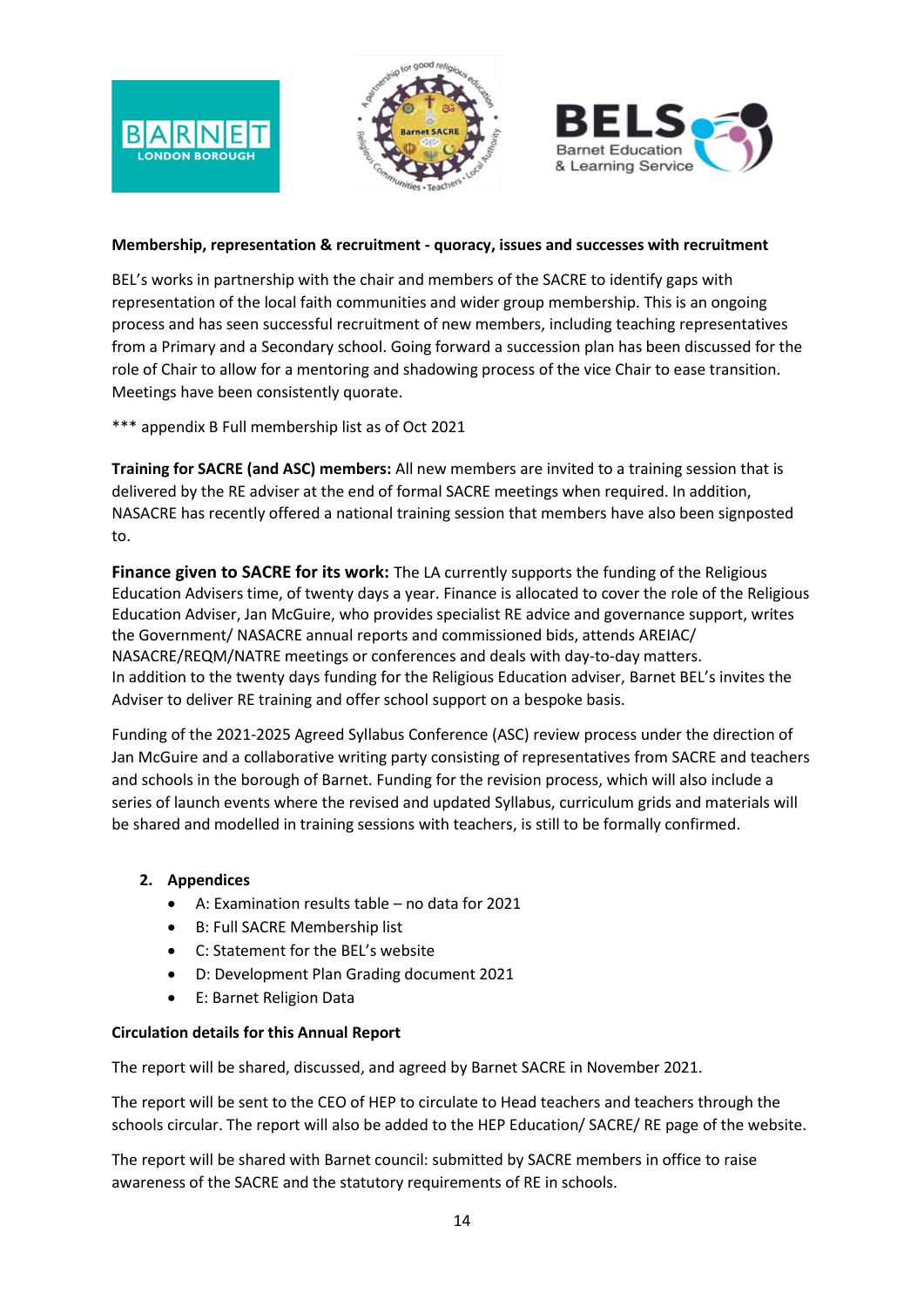**Membership, representation & recruitment - quoracy, issues and successes with recruitment**

BEL's works in partnership with the chair and members of the SACRE to identify gaps with representation of the local faith communities and wider group membership. This is an ongoing process and has seen successful recruitment of new members, including teaching representatives from a Primary and a Secondary school. Going forward a succession plan has been discussed for the role of Chair to allow for a mentoring and shadowing process of the vice Chair to ease transition. Meetings have been consistently quorate.

*** appendix B Full membership list as of Oct 2021

**Training for SACRE (and ASC) members:** All new members are invited to a training session that is delivered by the RE adviser at the end of formal SACRE meetings when required. In addition, NASACRE has recently offered a national training session that members have also been signposted to.

**Finance given to SACRE for its work:** The LA currently supports the funding of the Religious Education Advisers time, of twenty days a year. Finance is allocated to cover the role of the Religious Education Adviser, Jan McGuire, who provides specialist RE advice and governance support, writes the Government/ NASACRE annual reports and commissioned bids, attends AREIAC/ NASACRE/REQM/NATRE meetings or conferences and deals with day-to-day matters.
In addition to the twenty days funding for the Religious Education adviser, Barnet BEL's invites the Adviser to deliver RE training and offer school support on a bespoke basis.

Funding of the 2021-2025 Agreed Syllabus Conference (ASC) review process under the direction of Jan McGuire and a collaborative writing party consisting of representatives from SACRE and teachers and schools in the borough of Barnet. Funding for the revision process, which will also include a series of launch events where the revised and updated Syllabus, curriculum grids and materials will be shared and modelled in training sessions with teachers, is still to be formally confirmed.

2. **Appendices**
   - A: Examination results table – no data for 2021
   - B: Full SACRE Membership list
   - C: Statement for the BEL's website
   - D: Development Plan Grading document 2021
   - E: Barnet Religion Data

**Circulation details for this Annual Report**

The report will be shared, discussed, and agreed by Barnet SACRE in November 2021.

The report will be sent to the CEO of HEP to circulate to Head teachers and teachers through the schools circular. The report will also be added to the HEP Education/ SACRE/ RE page of the website.

The report will be shared with Barnet council: submitted by SACRE members in office to raise awareness of the SACRE and the statutory requirements of RE in schools.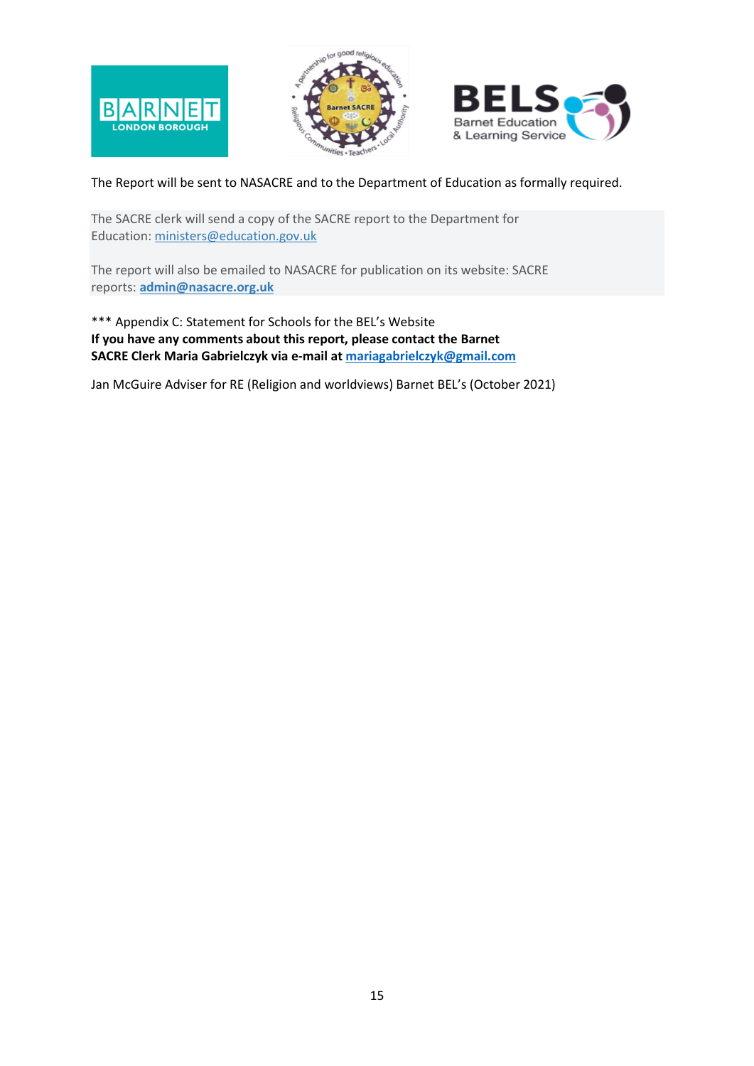The Report will be sent to NASACRE and to the Department of Education as formally required.

The SACRE clerk will send a copy of the SACRE report to the Department for Education: ministers@education.gov.uk

The report will also be emailed to NASACRE for publication on its website: SACRE reports: **admin@nasacre.org.uk**

*** Appendix C: Statement for Schools for the BEL's Website
**If you have any comments about this report, please contact the Barnet SACRE Clerk Maria Gabrielczyk via e-mail at mariagabrielczyk@gmail.com**

Jan McGuire Adviser for RE (Religion and worldviews) Barnet BEL's (October 2021)